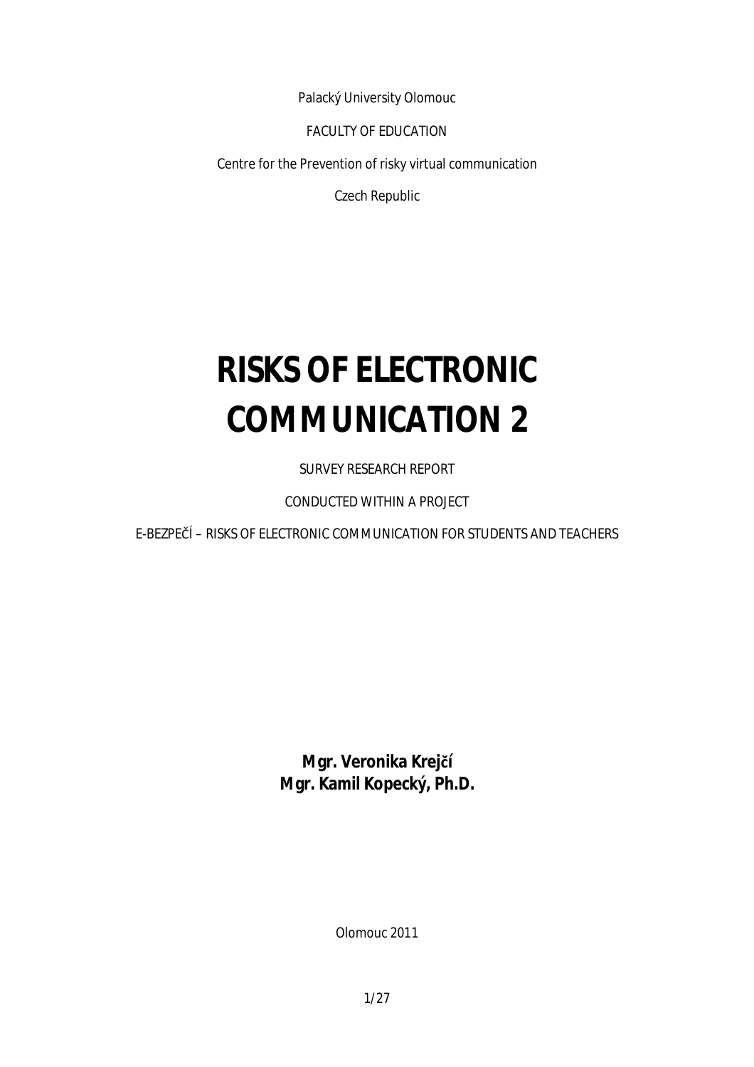Palacký University Olomouc

FACULTY OF EDUCATION

Centre for the Prevention of risky virtual communication

Czech Republic

# RISKS OF ELECTRONIC COMMUNICATION 2

SURVEY RESEARCH REPORT

CONDUCTED WITHIN A PROJECT

E-BEZPEČÍ – RISKS OF ELECTRONIC COMMUNICATION FOR STUDENTS AND TEACHERS

**Mgr. Veronika Krejčí**
**Mgr. Kamil Kopecký, Ph.D.**

Olomouc 2011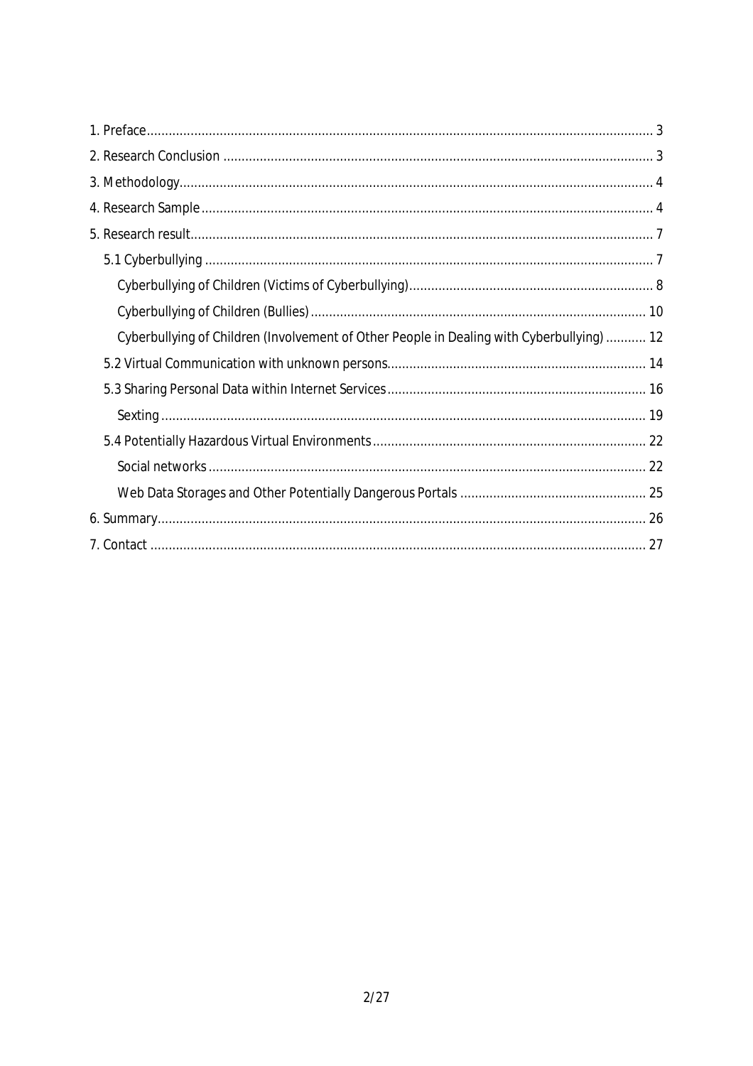1. Preface ........................................................................................................................... 3
2. Research Conclusion ..................................................................................................... 3
3. Methodology................................................................................................................. 4
4. Research Sample ........................................................................................................... 4
5. Research result.............................................................................................................. 7
   5.1 Cyberbullying .......................................................................................................... 7
      Cyberbullying of Children (Victims of Cyberbullying)................................................................... 8
      Cyberbullying of Children (Bullies) ........................................................................................... 10
      Cyberbullying of Children (Involvement of Other People in Dealing with Cyberbullying) ........... 12
   5.2 Virtual Communication with unknown persons...................................................................... 14
   5.3 Sharing Personal Data within Internet Services ...................................................................... 16
      Sexting .................................................................................................................... 19
   5.4 Potentially Hazardous Virtual Environments .......................................................................... 22
      Social networks ....................................................................................................... 22
      Web Data Storages and Other Potentially Dangerous Portals ................................................... 25
6. Summary...................................................................................................................... 26
7. Contact ........................................................................................................................ 27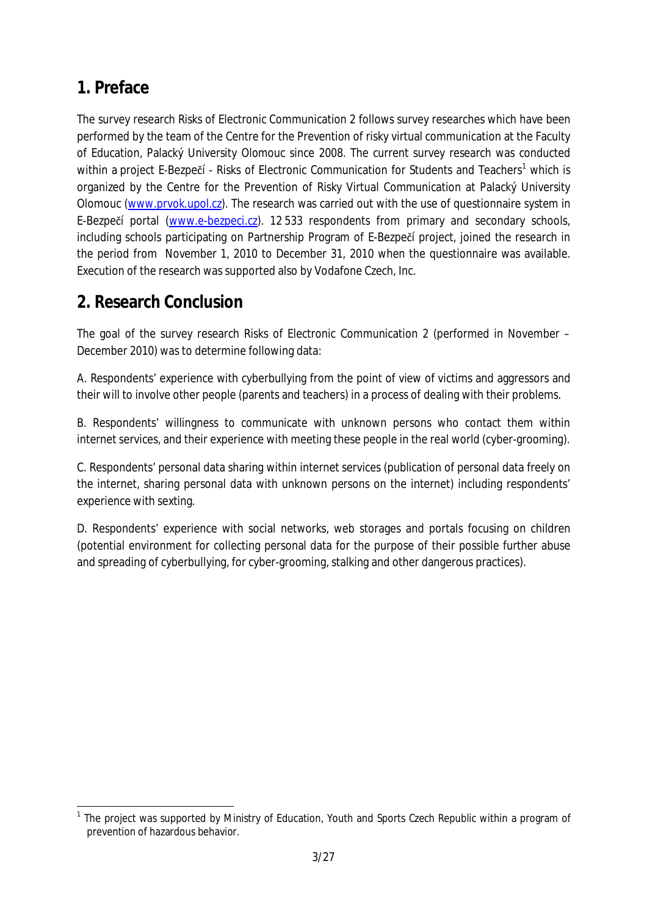## 1. Preface

The survey research Risks of Electronic Communication 2 follows survey researches which have been performed by the team of the Centre for the Prevention of risky virtual communication at the Faculty of Education, Palacký University Olomouc since 2008. The current survey research was conducted within a project E-Bezpečí - Risks of Electronic Communication for Students and Teachers[1] which is organized by the Centre for the Prevention of Risky Virtual Communication at Palacký University Olomouc ([www.prvok.upol.cz](www.prvok.upol.cz)). The research was carried out with the use of questionnaire system in E-Bezpečí portal ([www.e-bezpeci.cz](www.e-bezpeci.cz)). 12 533 respondents from primary and secondary schools, including schools participating on Partnership Program of E-Bezpečí project, joined the research in the period from November 1, 2010 to December 31, 2010 when the questionnaire was available. Execution of the research was supported also by Vodafone Czech, Inc.

## 2. Research Conclusion

The goal of the survey research Risks of Electronic Communication 2 (performed in November – December 2010) was to determine following data:

A. Respondents' experience with cyberbullying from the point of view of victims and aggressors and their will to involve other people (parents and teachers) in a process of dealing with their problems.

B. Respondents' willingness to communicate with unknown persons who contact them within internet services, and their experience with meeting these people in the real world (cyber-grooming).

C. Respondents' personal data sharing within internet services (publication of personal data freely on the internet, sharing personal data with unknown persons on the internet) including respondents' experience with sexting.

D. Respondents' experience with social networks, web storages and portals focusing on children (potential environment for collecting personal data for the purpose of their possible further abuse and spreading of cyberbullying, for cyber-grooming, stalking and other dangerous practices).

---

[1] The project was supported by Ministry of Education, Youth and Sports Czech Republic within a program of prevention of hazardous behavior.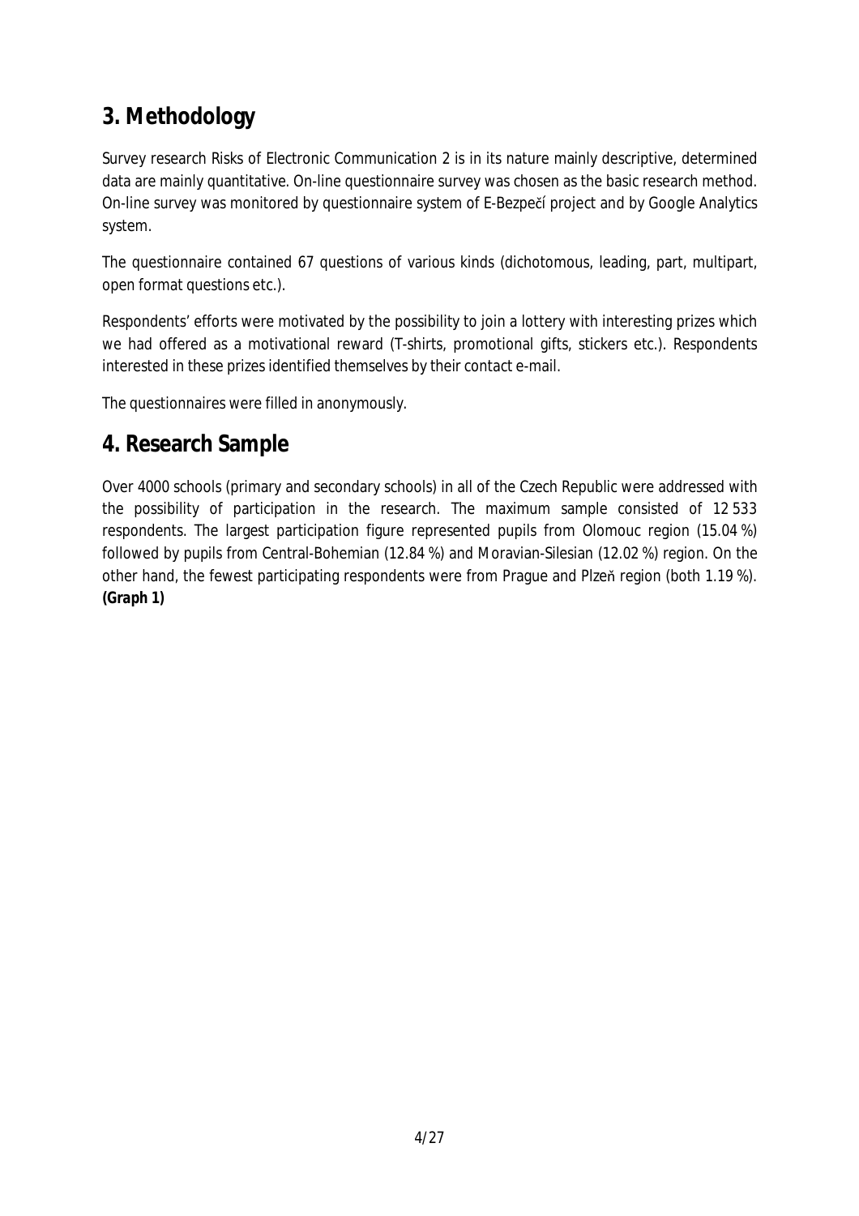## 3. Methodology

Survey research Risks of Electronic Communication 2 is in its nature mainly descriptive, determined data are mainly quantitative. On-line questionnaire survey was chosen as the basic research method. On-line survey was monitored by questionnaire system of E-Bezpečí project and by Google Analytics system.

The questionnaire contained 67 questions of various kinds (dichotomous, leading, part, multipart, open format questions etc.).

Respondents' efforts were motivated by the possibility to join a lottery with interesting prizes which we had offered as a motivational reward (T-shirts, promotional gifts, stickers etc.). Respondents interested in these prizes identified themselves by their contact e-mail.

The questionnaires were filled in anonymously.

## 4. Research Sample

Over 4000 schools (primary and secondary schools) in all of the Czech Republic were addressed with the possibility of participation in the research. The maximum sample consisted of 12 533 respondents. The largest participation figure represented pupils from Olomouc region (15.04 %) followed by pupils from Central-Bohemian (12.84 %) and Moravian-Silesian (12.02 %) region. On the other hand, the fewest participating respondents were from Prague and Plzeň region (both 1.19 %). **(Graph 1)**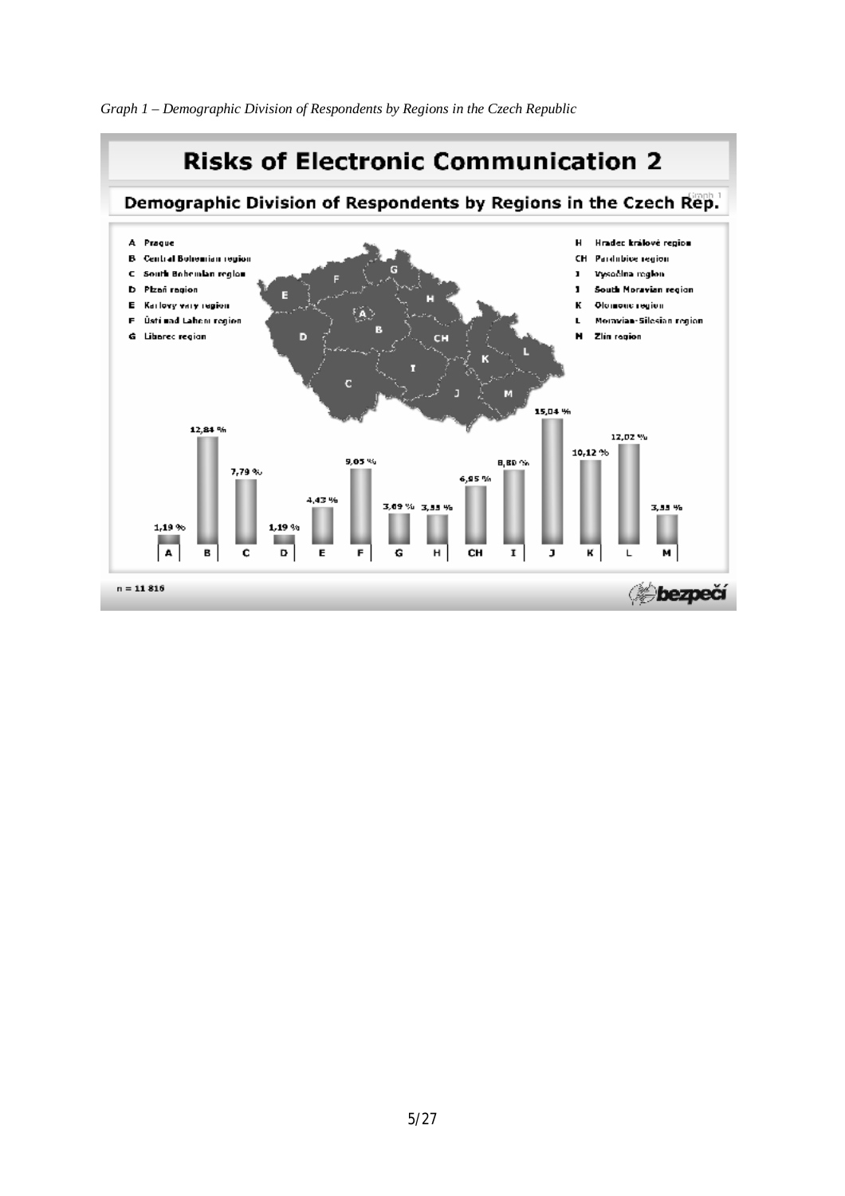*Graph 1 – Demographic Division of Respondents by Regions in the Czech Republic*

# Risks of Electronic Communication 2

## Demographic Division of Respondents by Regions in the Czech Rep.

Graph 1

- A Prague
- B Central Bohemian region
- C South Bohemian region
- D Plzeň region
- E Karlovy vary region
- F Ústí nad Labem region
- G Liberec region
- H Hradec králové region
- CH Pardubice region
- I Vysočina region
- J South Moravian region
- K Olomouc region
- L Moravian-Silesian region
- M Zlín region

| A | B | C | D | E | F | G | H | CH | I | J | K | L | M |
|---|---|---|---|---|---|---|---|---|---|---|---|---|---|
| 1,19 % | 12,84 % | 7,79 % | 1,19 % | 4,43 % | 9,05 % | 3,69 % | 3,55 % | 6,85 % | 8,80 % | 15,04 % | 10,12 % | 12,02 % | 3,55 % |

n = 11 816

bezpečí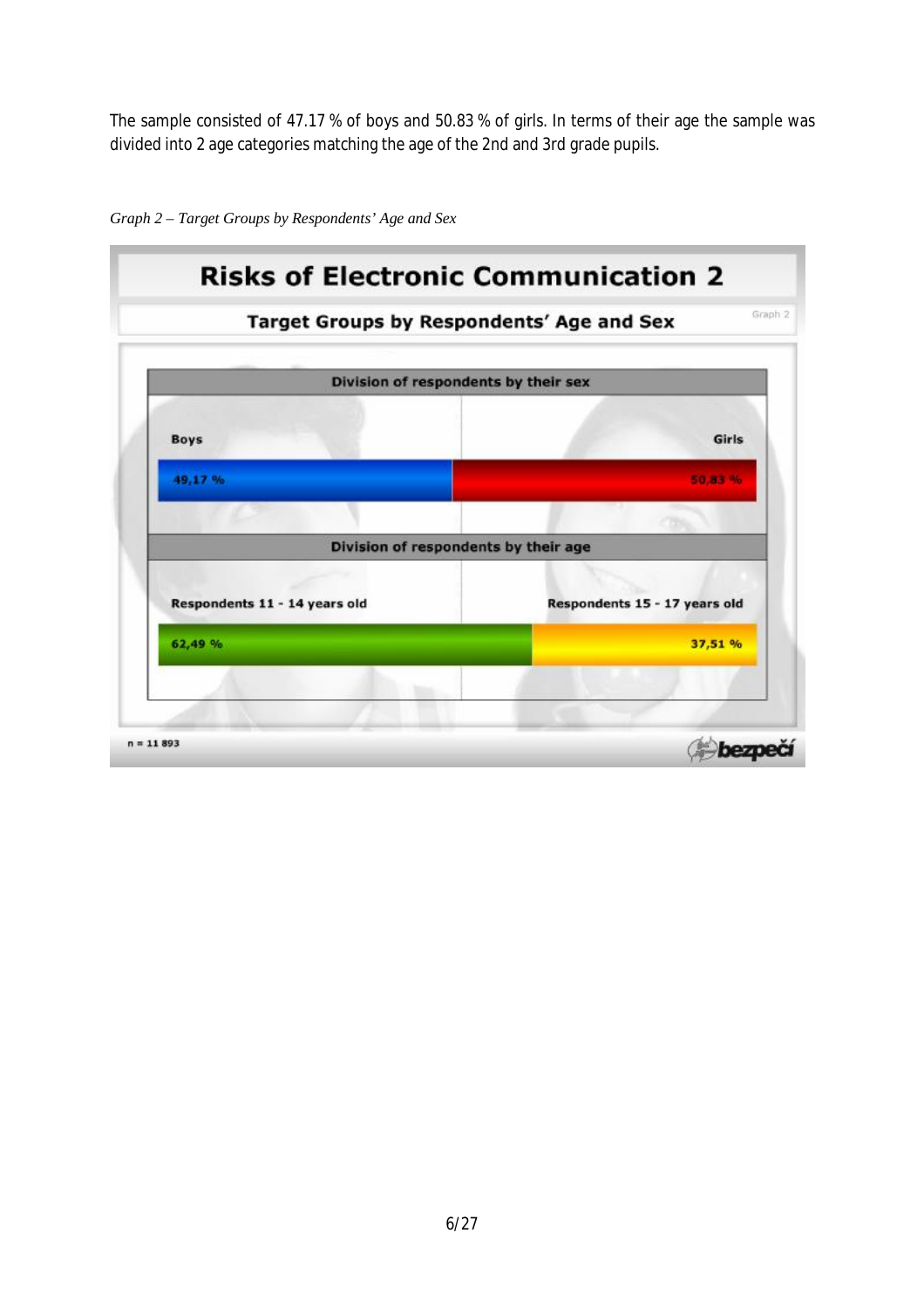The sample consisted of 47.17 % of boys and 50.83 % of girls. In terms of their age the sample was divided into 2 age categories matching the age of the 2nd and 3rd grade pupils.

*Graph 2 – Target Groups by Respondents' Age and Sex*

**Risks of Electronic Communication 2**

**Target Groups by Respondents' Age and Sex**

Graph 2

**Division of respondents by their sex**

| Boys | Girls |
|---|---|
| 49,17 % | 50,83 % |

**Division of respondents by their age**

| Respondents 11 - 14 years old | Respondents 15 - 17 years old |
|---|---|
| 62,49 % | 37,51 % |

n = 11 893

bezpečí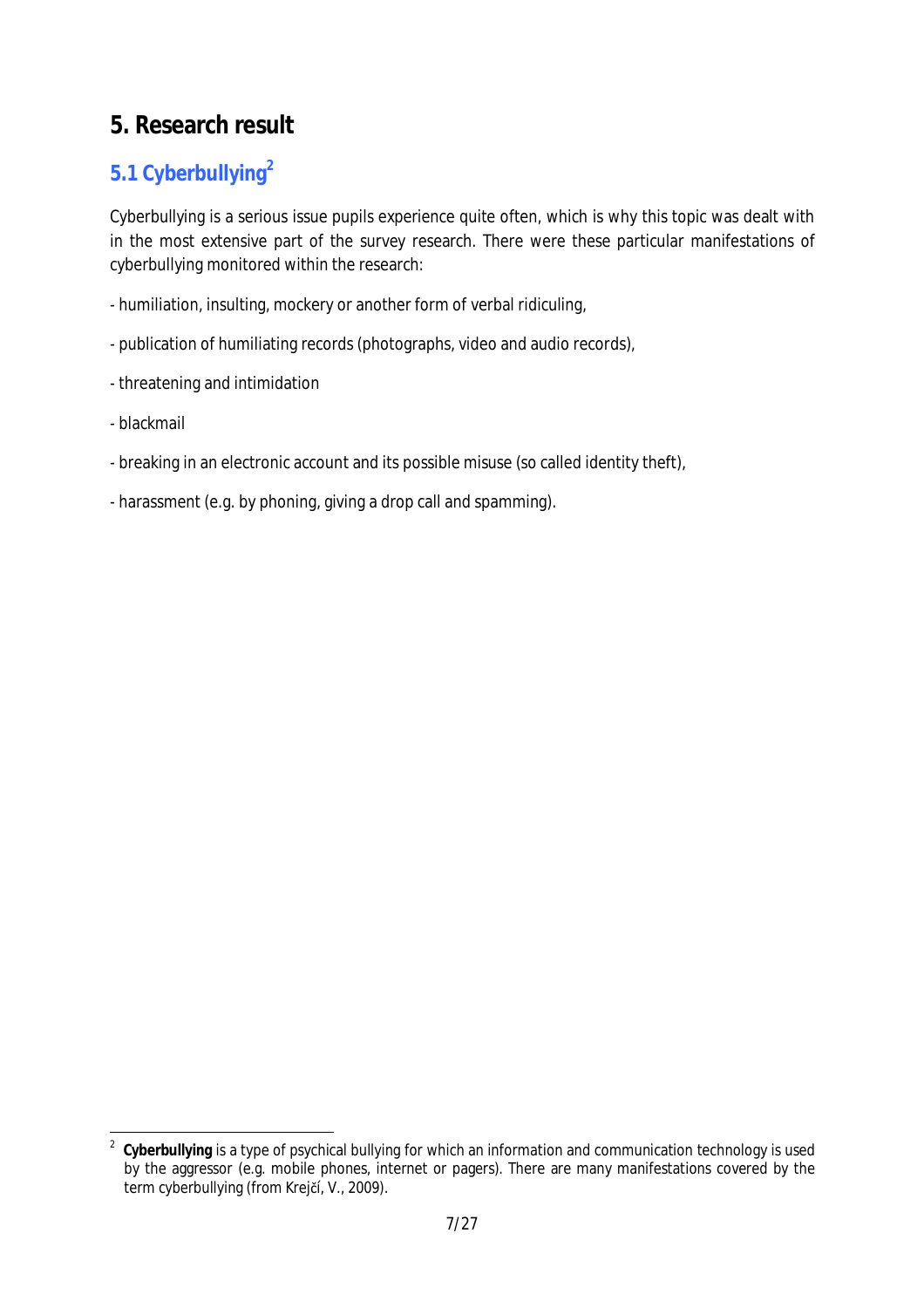# 5. Research result

## 5.1 Cyberbullying[2]

Cyberbullying is a serious issue pupils experience quite often, which is why this topic was dealt with in the most extensive part of the survey research. There were these particular manifestations of cyberbullying monitored within the research:

- humiliation, insulting, mockery or another form of verbal ridiculing,
- publication of humiliating records (photographs, video and audio records),
- threatening and intimidation
- blackmail
- breaking in an electronic account and its possible misuse (so called identity theft),
- harassment (e.g. by phoning, giving a drop call and spamming).

---

[2] **Cyberbullying** is a type of psychical bullying for which an information and communication technology is used by the aggressor (e.g. mobile phones, internet or pagers). There are many manifestations covered by the term cyberbullying (from Krejčí, V., 2009).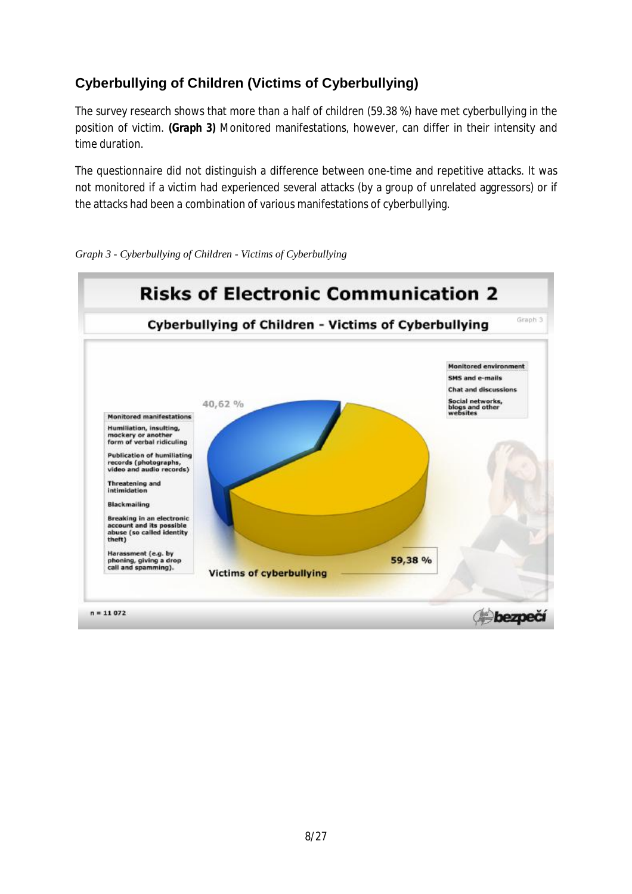## Cyberbullying of Children (Victims of Cyberbullying)

The survey research shows that more than a half of children (59.38 %) have met cyberbullying in the position of victim. **(Graph 3)** Monitored manifestations, however, can differ in their intensity and time duration.

The questionnaire did not distinguish a difference between one-time and repetitive attacks. It was not monitored if a victim had experienced several attacks (by a group of unrelated aggressors) or if the attacks had been a combination of various manifestations of cyberbullying.

*Graph 3 - Cyberbullying of Children - Victims of Cyberbullying*

**Risks of Electronic Communication 2**

**Cyberbullying of Children - Victims of Cyberbullying**

Graph 3

Monitored manifestations

- Humiliation, insulting, mockery or another form of verbal ridiculing
- Publication of humiliating records (photographs, video and audio records)
- Threatening and intimidation
- Blackmailing
- Breaking in an electronic account and its possible abuse (so called identity theft)
- Harassment (e.g. by phoning, giving a drop call and spamming).

Monitored environment

- SMS and e-mails
- Chat and discussions
- Social networks, blogs and other websites

40,62 %

59,38 % Victims of cyberbullying

n = 11 072

bezpečí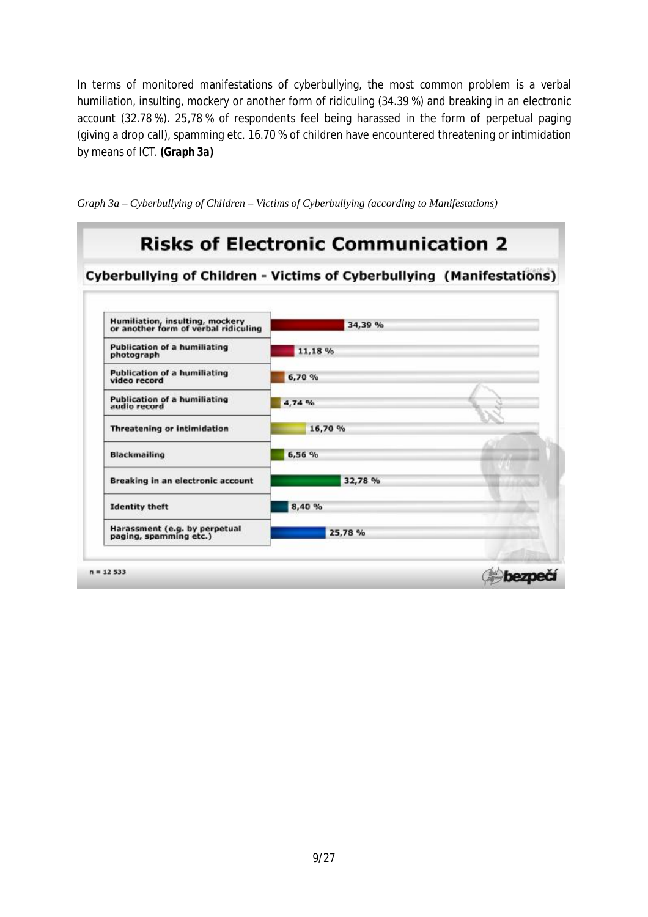In terms of monitored manifestations of cyberbullying, the most common problem is a verbal humiliation, insulting, mockery or another form of ridiculing (34.39 %) and breaking in an electronic account (32.78 %). 25,78 % of respondents feel being harassed in the form of perpetual paging (giving a drop call), spamming etc. 16.70 % of children have encountered threatening or intimidation by means of ICT. **(Graph 3a)**

*Graph 3a – Cyberbullying of Children – Victims of Cyberbullying (according to Manifestations)*

**Risks of Electronic Communication 2**

**Cyberbullying of Children - Victims of Cyberbullying (Manifestations)**

| Manifestation | % |
|---|---|
| Humiliation, insulting, mockery or another form of verbal ridiculing | 34,39 % |
| Publication of a humiliating photograph | 11,18 % |
| Publication of a humiliating video record | 6,70 % |
| Publication of a humiliating audio record | 4,74 % |
| Threatening or intimidation | 16,70 % |
| Blackmailing | 6,56 % |
| Breaking in an electronic account | 32,78 % |
| Identity theft | 8,40 % |
| Harassment (e.g. by perpetual paging, spamming etc.) | 25,78 % |

n = 12 533

bezpečí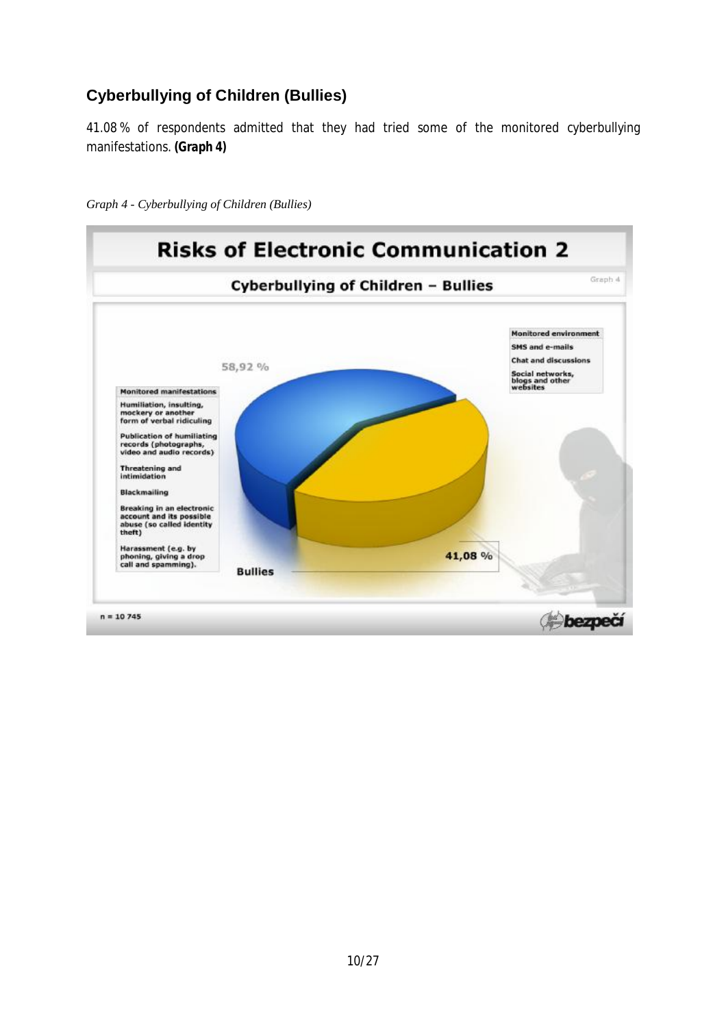## Cyberbullying of Children (Bullies)

41.08 % of respondents admitted that they had tried some of the monitored cyberbullying manifestations. **(Graph 4)**

*Graph 4 - Cyberbullying of Children (Bullies)*

**Risks of Electronic Communication 2**

**Cyberbullying of Children – Bullies**

Graph 4

**Monitored manifestations**

- Humiliation, insulting, mockery or another form of verbal ridiculing
- Publication of humiliating records (photographs, video and audio records)
- Threatening and intimidation
- Blackmailing
- Breaking in an electronic account and its possible abuse (so called identity theft)
- Harassment (e.g. by phoning, giving a drop call and spamming).

**Monitored environment**

- SMS and e-mails
- Chat and discussions
- Social networks, blogs and other websites

58,92 %

41,08 %

Bullies

n = 10 745

bezpečí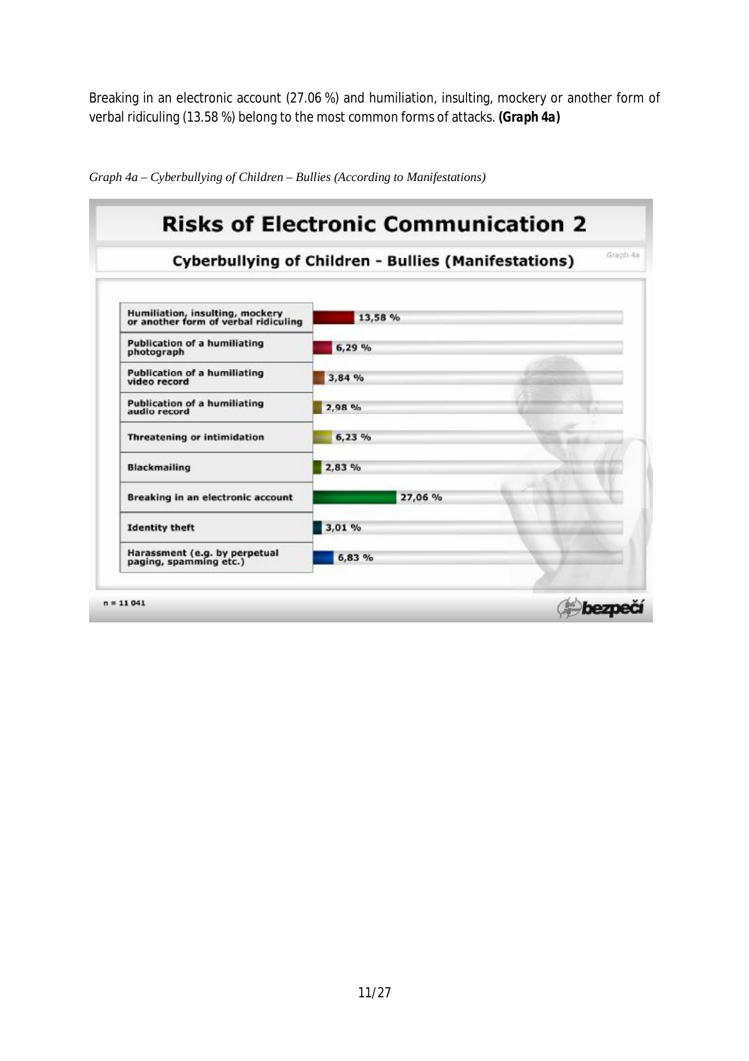Breaking in an electronic account (27.06 %) and humiliation, insulting, mockery or another form of verbal ridiculing (13.58 %) belong to the most common forms of attacks. ***(Graph 4a)***

*Graph 4a – Cyberbullying of Children – Bullies (According to Manifestations)*

**Risks of Electronic Communication 2**

**Cyberbullying of Children - Bullies (Manifestations)**

Graph 4a

| Manifestation | % |
|---|---|
| Humiliation, insulting, mockery or another form of verbal ridiculing | 13,58 % |
| Publication of a humiliating photograph | 6,29 % |
| Publication of a humiliating video record | 3,84 % |
| Publication of a humiliating audio record | 2,98 % |
| Threatening or intimidation | 6,23 % |
| Blackmailing | 2,83 % |
| Breaking in an electronic account | 27,06 % |
| Identity theft | 3,01 % |
| Harassment (e.g. by perpetual paging, spamming etc.) | 6,83 % |

n = 11 041

bezpečí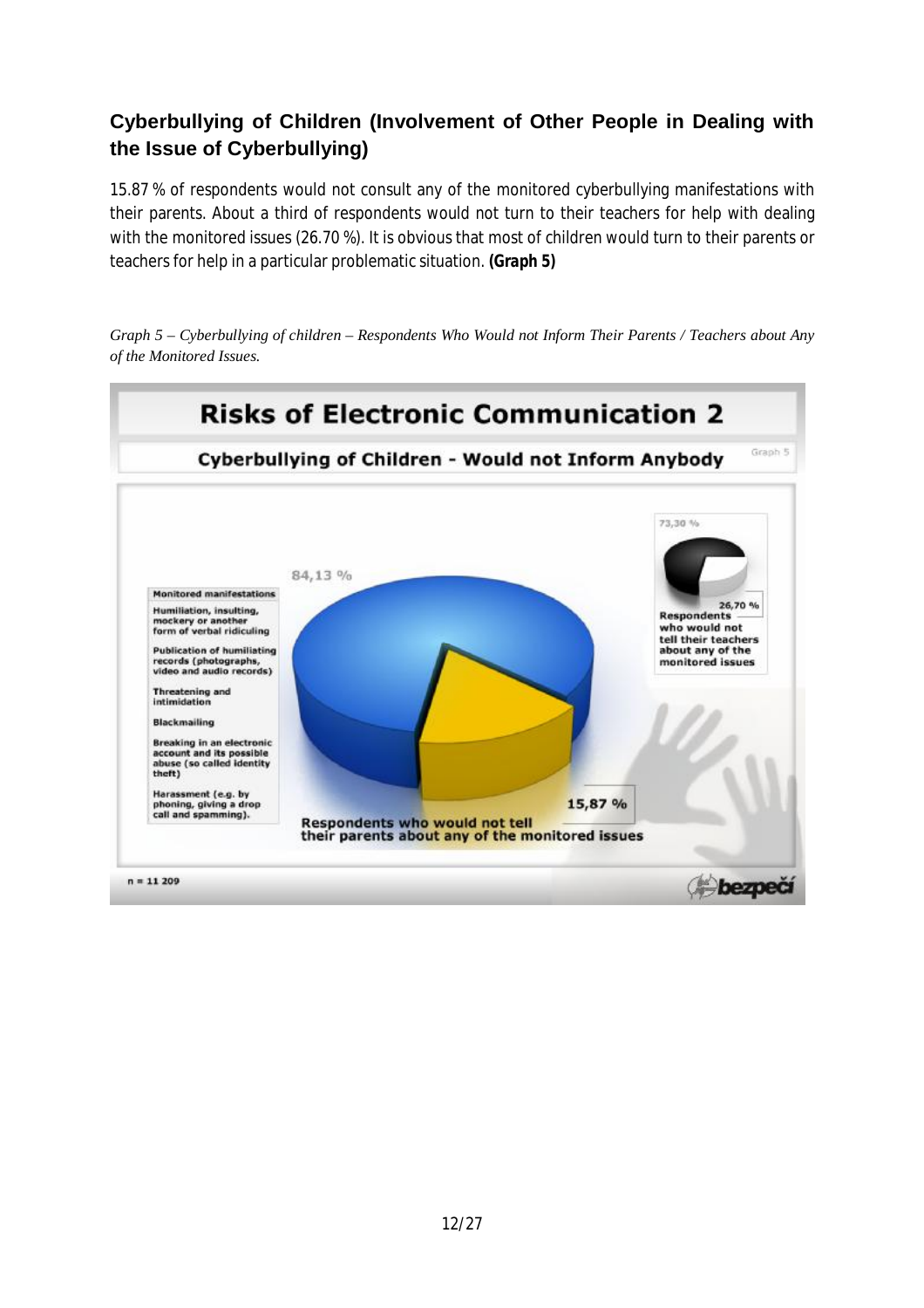## Cyberbullying of Children (Involvement of Other People in Dealing with the Issue of Cyberbullying)

15.87 % of respondents would not consult any of the monitored cyberbullying manifestations with their parents. About a third of respondents would not turn to their teachers for help with dealing with the monitored issues (26.70 %). It is obvious that most of children would turn to their parents or teachers for help in a particular problematic situation. **(Graph 5)**

*Graph 5 – Cyberbullying of children – Respondents Who Would not Inform Their Parents / Teachers about Any of the Monitored Issues.*

**Risks of Electronic Communication 2**

**Cyberbullying of Children - Would not Inform Anybody**

Graph 5

Monitored manifestations:
- Humiliation, insulting, mockery or another form of verbal ridiculing
- Publication of humiliating records (photographs, video and audio records)
- Threatening and intimidation
- Blackmailing
- Breaking in an electronic account and its possible abuse (so called identity theft)
- Harassment (e.g. by phoning, giving a drop call and spamming).

84,13 %

15,87 % – Respondents who would not tell their parents about any of the monitored issues

73,30 %

26,70 % – Respondents who would not tell their teachers about any of the monitored issues

n = 11 209

bezpečí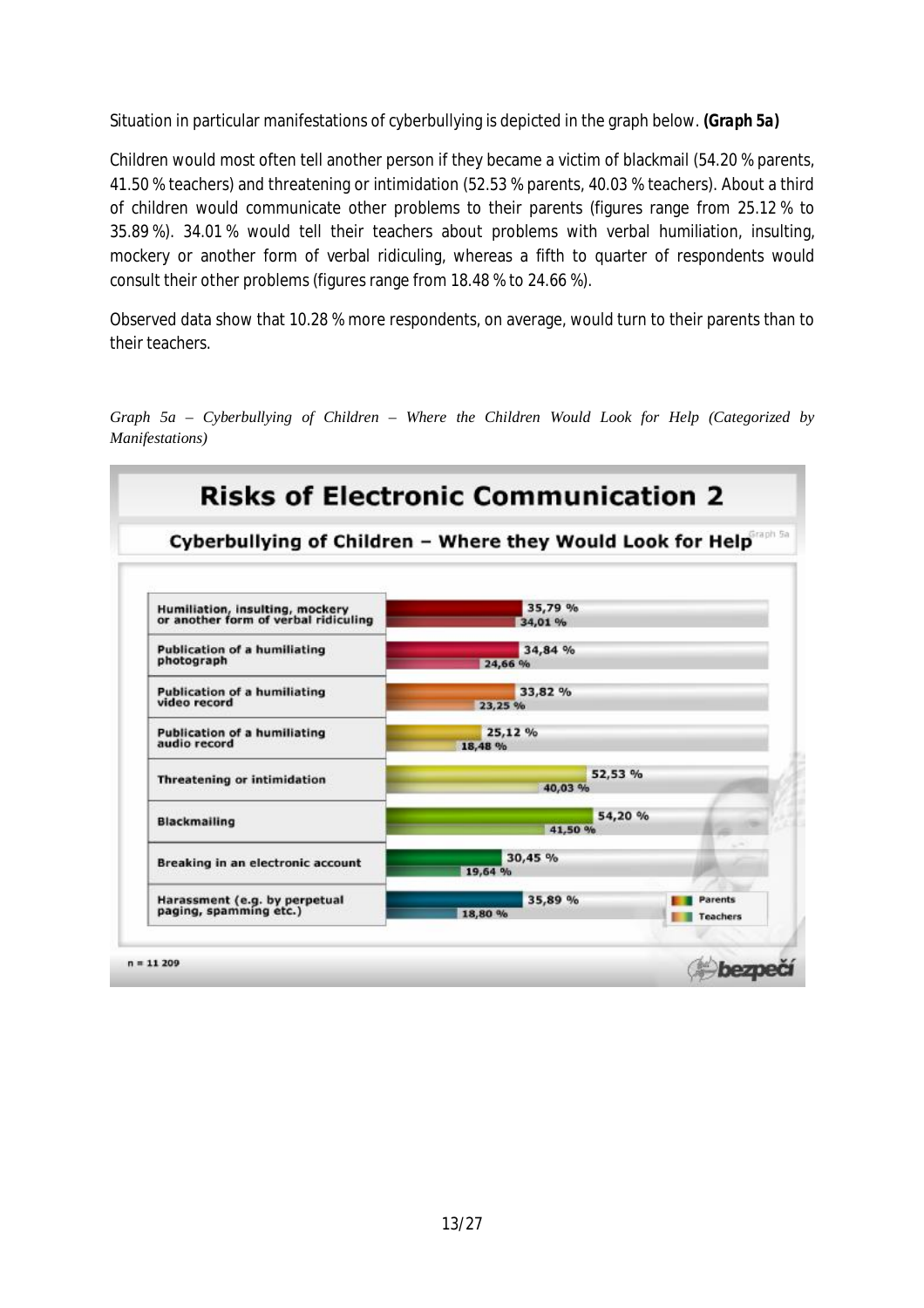Situation in particular manifestations of cyberbullying is depicted in the graph below. ***(Graph 5a)***

Children would most often tell another person if they became a victim of blackmail (54.20 % parents, 41.50 % teachers) and threatening or intimidation (52.53 % parents, 40.03 % teachers). About a third of children would communicate other problems to their parents (figures range from 25.12 % to 35.89 %). 34.01 % would tell their teachers about problems with verbal humiliation, insulting, mockery or another form of verbal ridiculing, whereas a fifth to quarter of respondents would consult their other problems (figures range from 18.48 % to 24.66 %).

Observed data show that 10.28 % more respondents, on average, would turn to their parents than to their teachers.

*Graph 5a – Cyberbullying of Children – Where the Children Would Look for Help (Categorized by Manifestations)*

**Risks of Electronic Communication 2**

**Cyberbullying of Children – Where they Would Look for Help** (Graph 5a)

| Manifestation | Parents | Teachers |
|---|---|---|
| Humiliation, insulting, mockery or another form of verbal ridiculing | 35,79 % | 34,01 % |
| Publication of a humiliating photograph | 34,84 % | 24,66 % |
| Publication of a humiliating video record | 33,82 % | 23,25 % |
| Publication of a humiliating audio record | 25,12 % | 18,48 % |
| Threatening or intimidation | 52,53 % | 40,03 % |
| Blackmailing | 54,20 % | 41,50 % |
| Breaking in an electronic account | 30,45 % | 19,64 % |
| Harassment (e.g. by perpetual paging, spamming etc.) | 35,89 % | 18,80 % |

n = 11 209

bezpečí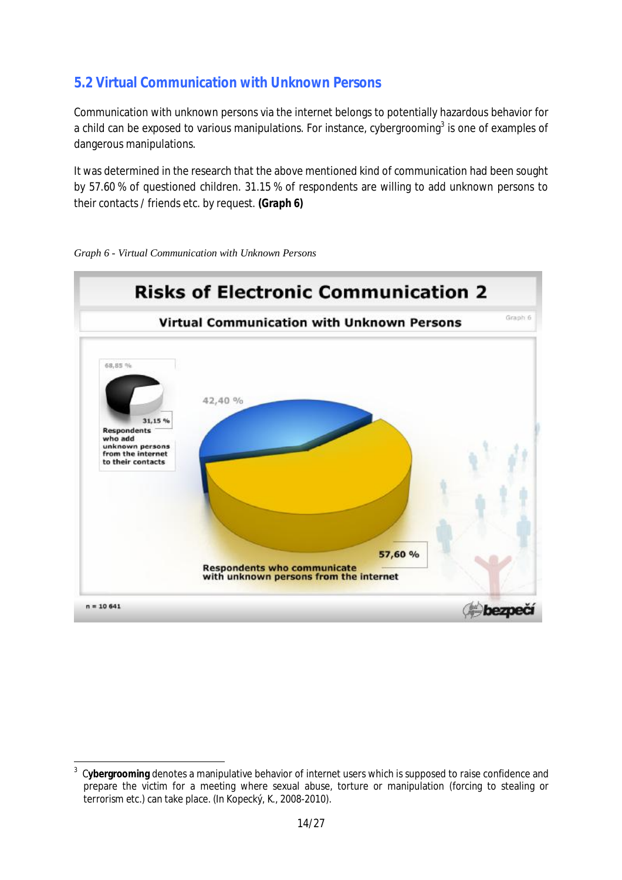## 5.2 Virtual Communication with Unknown Persons

Communication with unknown persons via the internet belongs to potentially hazardous behavior for a child can be exposed to various manipulations. For instance, cybergrooming[3] is one of examples of dangerous manipulations.

It was determined in the research that the above mentioned kind of communication had been sought by 57.60 % of questioned children. 31.15 % of respondents are willing to add unknown persons to their contacts / friends etc. by request. **(Graph 6)**

*Graph 6 - Virtual Communication with Unknown Persons*

Risks of Electronic Communication 2

Virtual Communication with Unknown Persons

Graph 6

68,85 %

31,15 %

Respondents who add unknown persons from the internet to their contacts

42,40 %

57,60 %

Respondents who communicate with unknown persons from the internet

n = 10 641

bezpečí

---

[3] **Cybergrooming** denotes a manipulative behavior of internet users which is supposed to raise confidence and prepare the victim for a meeting where sexual abuse, torture or manipulation (forcing to stealing or terrorism etc.) can take place. (In Kopecký, K., 2008-2010).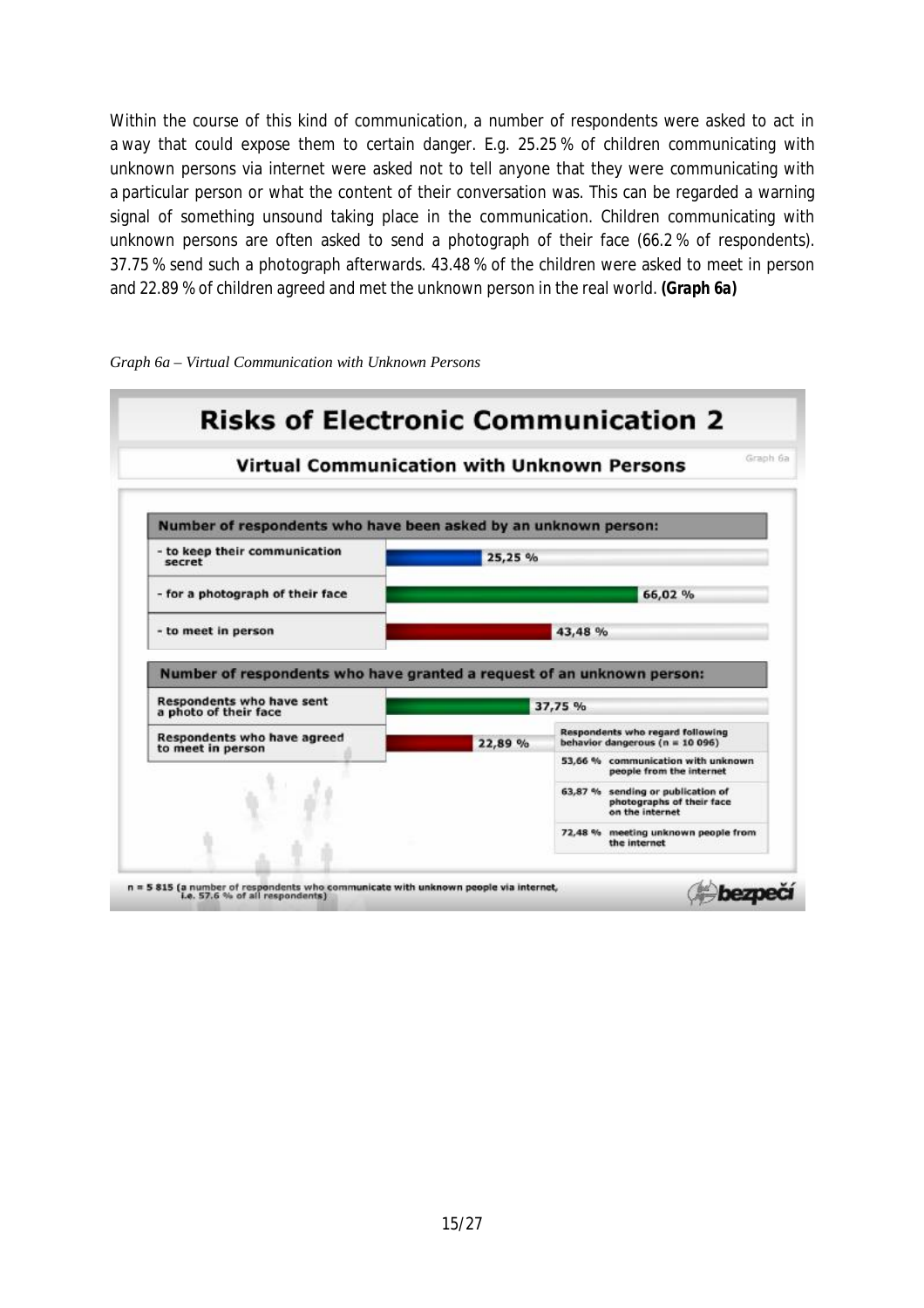Within the course of this kind of communication, a number of respondents were asked to act in a way that could expose them to certain danger. E.g. 25.25 % of children communicating with unknown persons via internet were asked not to tell anyone that they were communicating with a particular person or what the content of their conversation was. This can be regarded a warning signal of something unsound taking place in the communication. Children communicating with unknown persons are often asked to send a photograph of their face (66.2 % of respondents). 37.75 % send such a photograph afterwards. 43.48 % of the children were asked to meet in person and 22.89 % of children agreed and met the unknown person in the real world. **(Graph 6a)**

*Graph 6a – Virtual Communication with Unknown Persons*

**Risks of Electronic Communication 2**

**Virtual Communication with Unknown Persons**

Graph 6a

| Number of respondents who have been asked by an unknown person: | |
|---|---|
| - to keep their communication secret | 25,25 % |
| - for a photograph of their face | 66,02 % |
| - to meet in person | 43,48 % |

| Number of respondents who have granted a request of an unknown person: | |
|---|---|
| Respondents who have sent a photo of their face | 37,75 % |
| Respondents who have agreed to meet in person | 22,89 % |

| Respondents who regard following behavior dangerous (n = 10 096) | |
|---|---|
| 53,66 % | communication with unknown people from the internet |
| 63,87 % | sending or publication of photographs of their face on the internet |
| 72,48 % | meeting unknown people from the internet |

n = 5 815 (a number of respondents who communicate with unknown people via internet, i.e. 57.6 % of all respondents)

bezpečí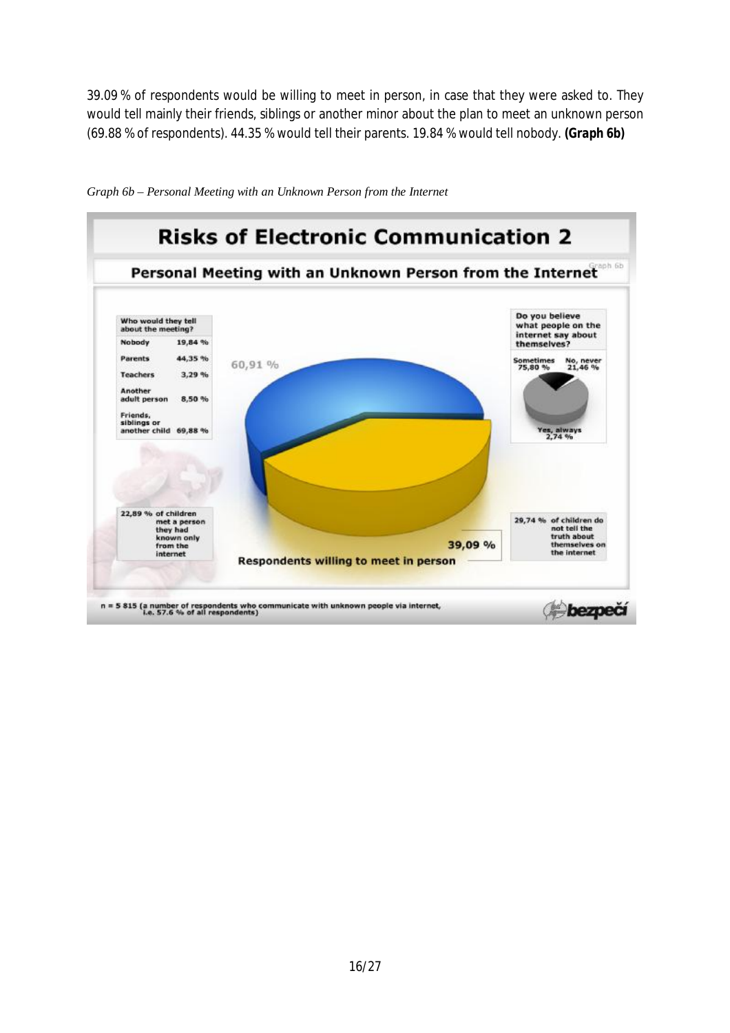39.09 % of respondents would be willing to meet in person, in case that they were asked to. They would tell mainly their friends, siblings or another minor about the plan to meet an unknown person (69.88 % of respondents). 44.35 % would tell their parents. 19.84 % would tell nobody. **(Graph 6b)**

*Graph 6b – Personal Meeting with an Unknown Person from the Internet*

# Risks of Electronic Communication 2

## Personal Meeting with an Unknown Person from the Internet

Graph 6b

| Who would they tell about the meeting? | |
|---|---|
| Nobody | 19,84 % |
| Parents | 44,35 % |
| Teachers | 3,29 % |
| Another adult person | 8,50 % |
| Friends, siblings or another child | 69,88 % |

60,91 %

39,09 %

Respondents willing to meet in person

Do you believe what people on the internet say about themselves?

- Sometimes 75,80 %
- No, never 21,46 %
- Yes, always 2,74 %

22,89 % of children met a person they had known only from the internet

29,74 % of children do not tell the truth about themselves on the internet

n = 5 815 (a number of respondents who communicate with unknown people via internet, i.e. 57.6 % of all respondents)

bezpečí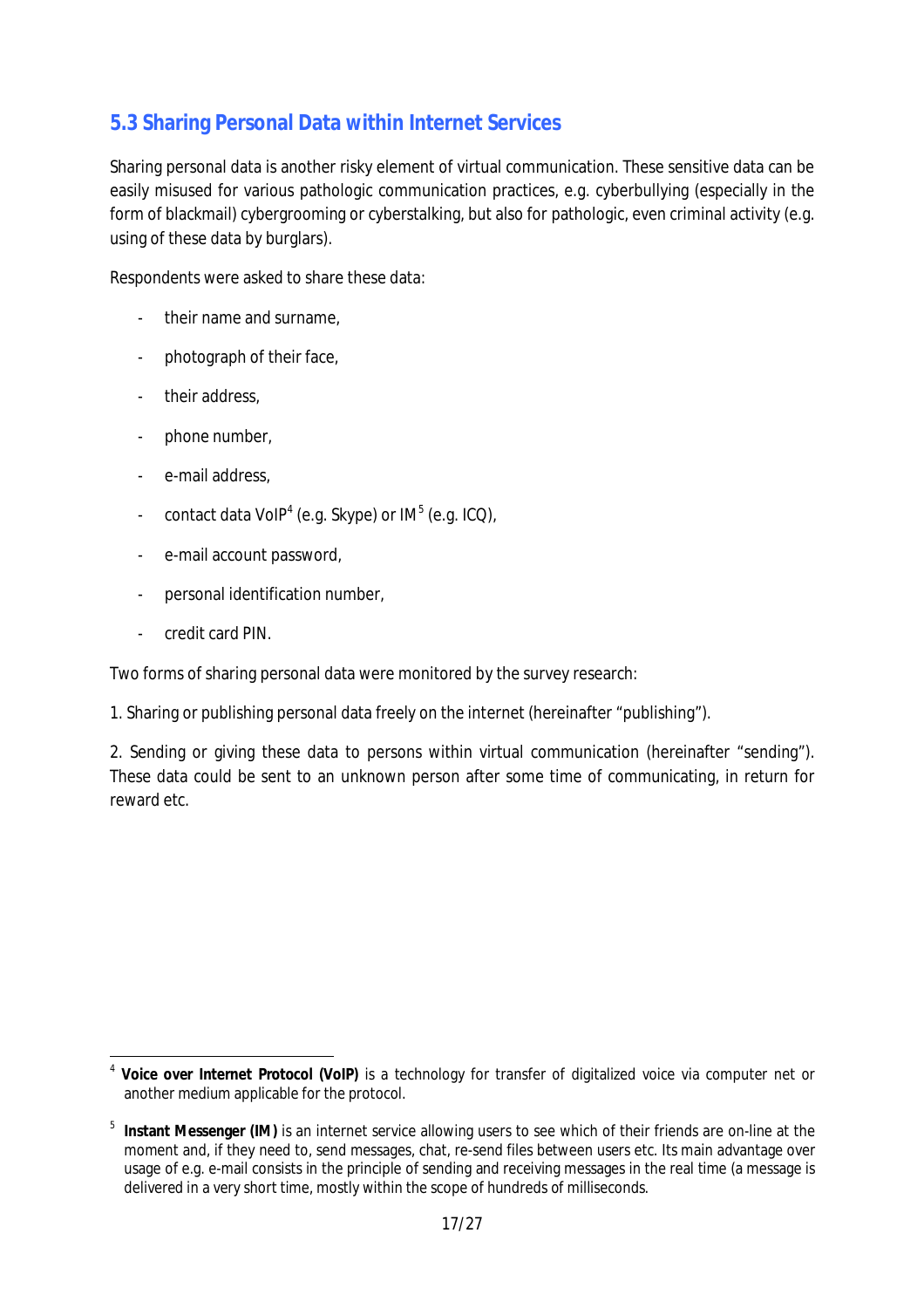## 5.3 Sharing Personal Data within Internet Services

Sharing personal data is another risky element of virtual communication. These sensitive data can be easily misused for various pathologic communication practices, e.g. cyberbullying (especially in the form of blackmail) cybergrooming or cyberstalking, but also for pathologic, even criminal activity (e.g. using of these data by burglars).

Respondents were asked to share these data:

- their name and surname,
- photograph of their face,
- their address,
- phone number,
- e-mail address,
- contact data VoIP[4] (e.g. Skype) or IM[5] (e.g. ICQ),
- e-mail account password,
- personal identification number,
- credit card PIN.

Two forms of sharing personal data were monitored by the survey research:

1. Sharing or publishing personal data freely on the internet (hereinafter "publishing").

2. Sending or giving these data to persons within virtual communication (hereinafter "sending"). These data could be sent to an unknown person after some time of communicating, in return for reward etc.

---

[4] **Voice over Internet Protocol (VoIP)** is a technology for transfer of digitalized voice via computer net or another medium applicable for the protocol.

[5] **Instant Messenger (IM)** is an internet service allowing users to see which of their friends are on-line at the moment and, if they need to, send messages, chat, re-send files between users etc. Its main advantage over usage of e.g. e-mail consists in the principle of sending and receiving messages in the real time (a message is delivered in a very short time, mostly within the scope of hundreds of milliseconds.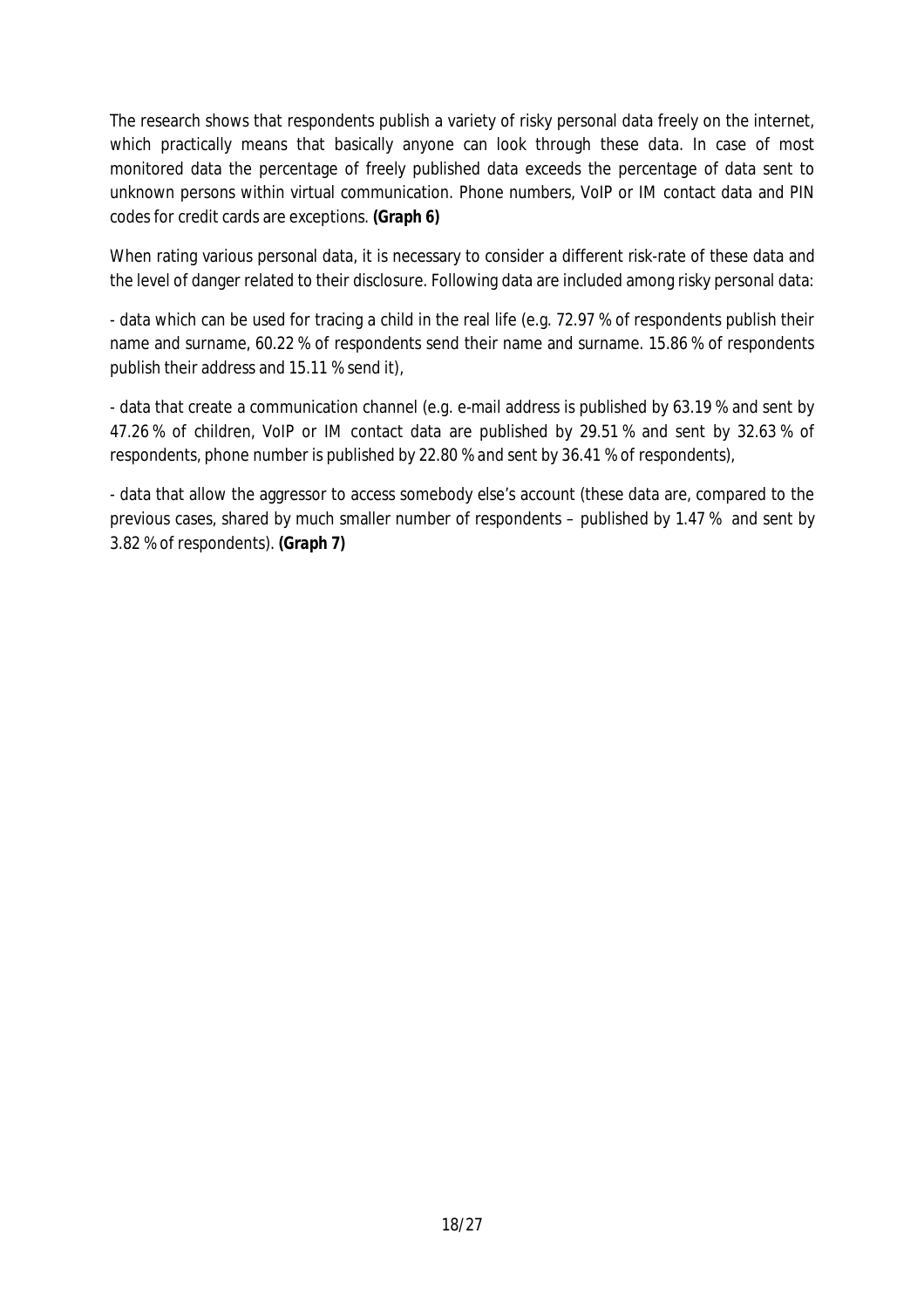The research shows that respondents publish a variety of risky personal data freely on the internet, which practically means that basically anyone can look through these data. In case of most monitored data the percentage of freely published data exceeds the percentage of data sent to unknown persons within virtual communication. Phone numbers, VoIP or IM contact data and PIN codes for credit cards are exceptions. **(Graph 6)**

When rating various personal data, it is necessary to consider a different risk-rate of these data and the level of danger related to their disclosure. Following data are included among risky personal data:

- data which can be used for tracing a child in the real life (e.g. 72.97 % of respondents publish their name and surname, 60.22 % of respondents send their name and surname. 15.86 % of respondents publish their address and 15.11 % send it),

- data that create a communication channel (e.g. e-mail address is published by 63.19 % and sent by 47.26 % of children, VoIP or IM contact data are published by 29.51 % and sent by 32.63 % of respondents, phone number is published by 22.80 % and sent by 36.41 % of respondents),

- data that allow the aggressor to access somebody else's account (these data are, compared to the previous cases, shared by much smaller number of respondents – published by 1.47 % and sent by 3.82 % of respondents). **(Graph 7)**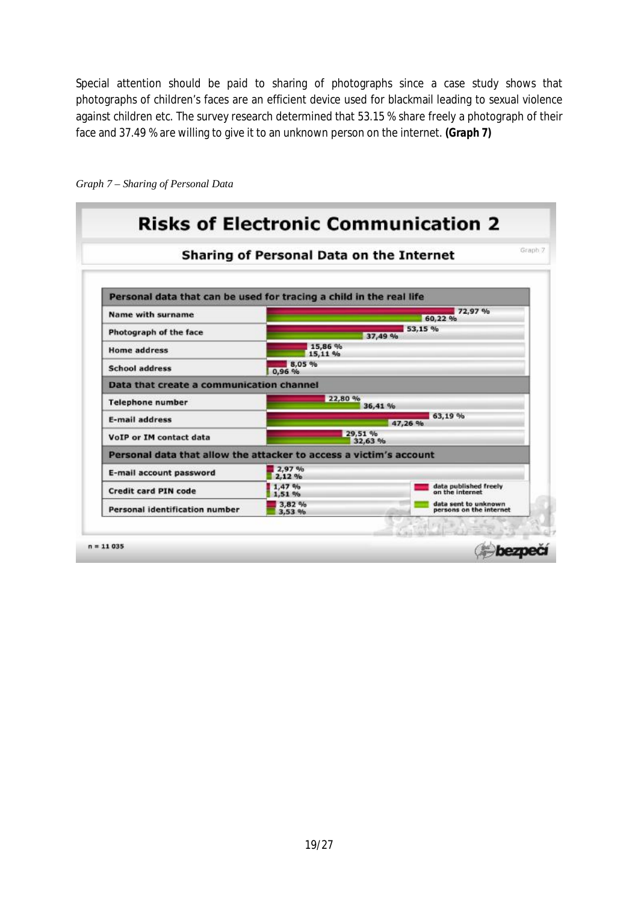Special attention should be paid to sharing of photographs since a case study shows that photographs of children's faces are an efficient device used for blackmail leading to sexual violence against children etc. The survey research determined that 53.15 % share freely a photograph of their face and 37.49 % are willing to give it to an unknown person on the internet. **(Graph 7)**

*Graph 7 – Sharing of Personal Data*

## Risks of Electronic Communication 2

### Sharing of Personal Data on the Internet

Graph 7

| | data published freely on the internet | data sent to unknown persons on the internet |
|---|---|---|
| **Personal data that can be used for tracing a child in the real life** | | |
| Name with surname | 72,97 % | 60,22 % |
| Photograph of the face | 53,15 % | 37,49 % |
| Home address | 15,86 % | 15,11 % |
| School address | 8,05 % | 0,96 % |
| **Data that create a communication channel** | | |
| Telephone number | 22,80 % | 36,41 % |
| E-mail address | 63,19 % | 47,26 % |
| VoIP or IM contact data | 29,51 % | 32,63 % |
| **Personal data that allow the attacker to access a victim's account** | | |
| E-mail account password | 2,97 % | 2,12 % |
| Credit card PIN code | 1,47 % | 1,51 % |
| Personal identification number | 3,82 % | 3,53 % |

n = 11 035

bezpečí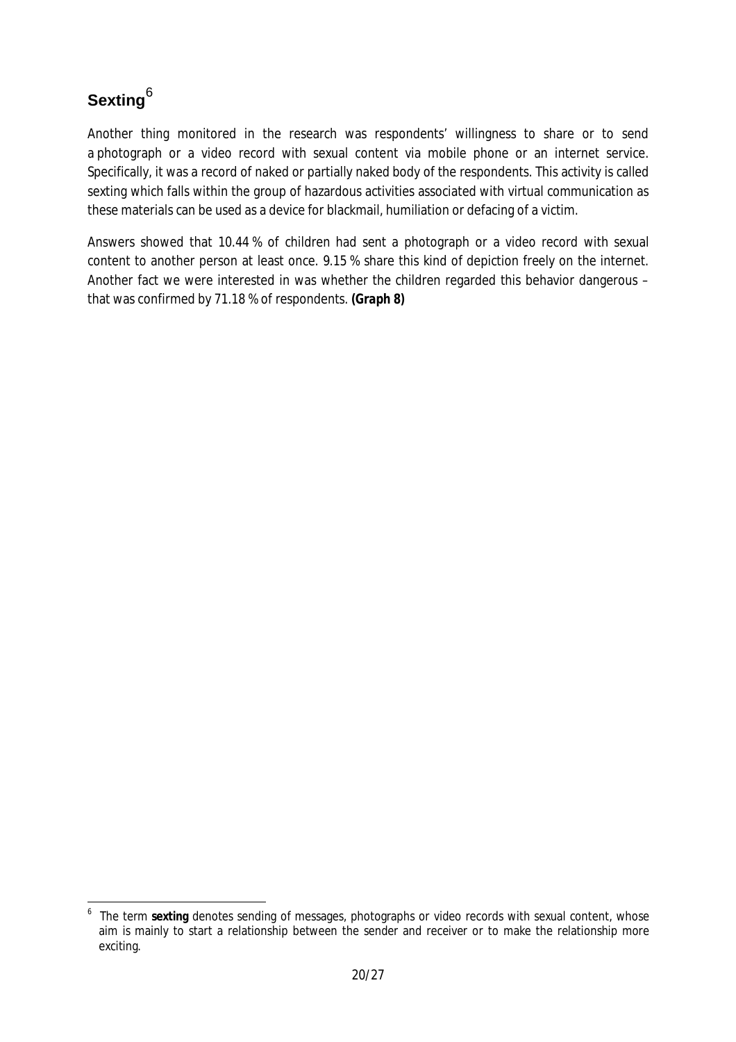## Sexting[6]

Another thing monitored in the research was respondents' willingness to share or to send a photograph or a video record with sexual content via mobile phone or an internet service. Specifically, it was a record of naked or partially naked body of the respondents. This activity is called sexting which falls within the group of hazardous activities associated with virtual communication as these materials can be used as a device for blackmail, humiliation or defacing of a victim.

Answers showed that 10.44 % of children had sent a photograph or a video record with sexual content to another person at least once. 9.15 % share this kind of depiction freely on the internet. Another fact we were interested in was whether the children regarded this behavior dangerous – that was confirmed by 71.18 % of respondents. **(Graph 8)**

[6] The term **sexting** denotes sending of messages, photographs or video records with sexual content, whose aim is mainly to start a relationship between the sender and receiver or to make the relationship more exciting.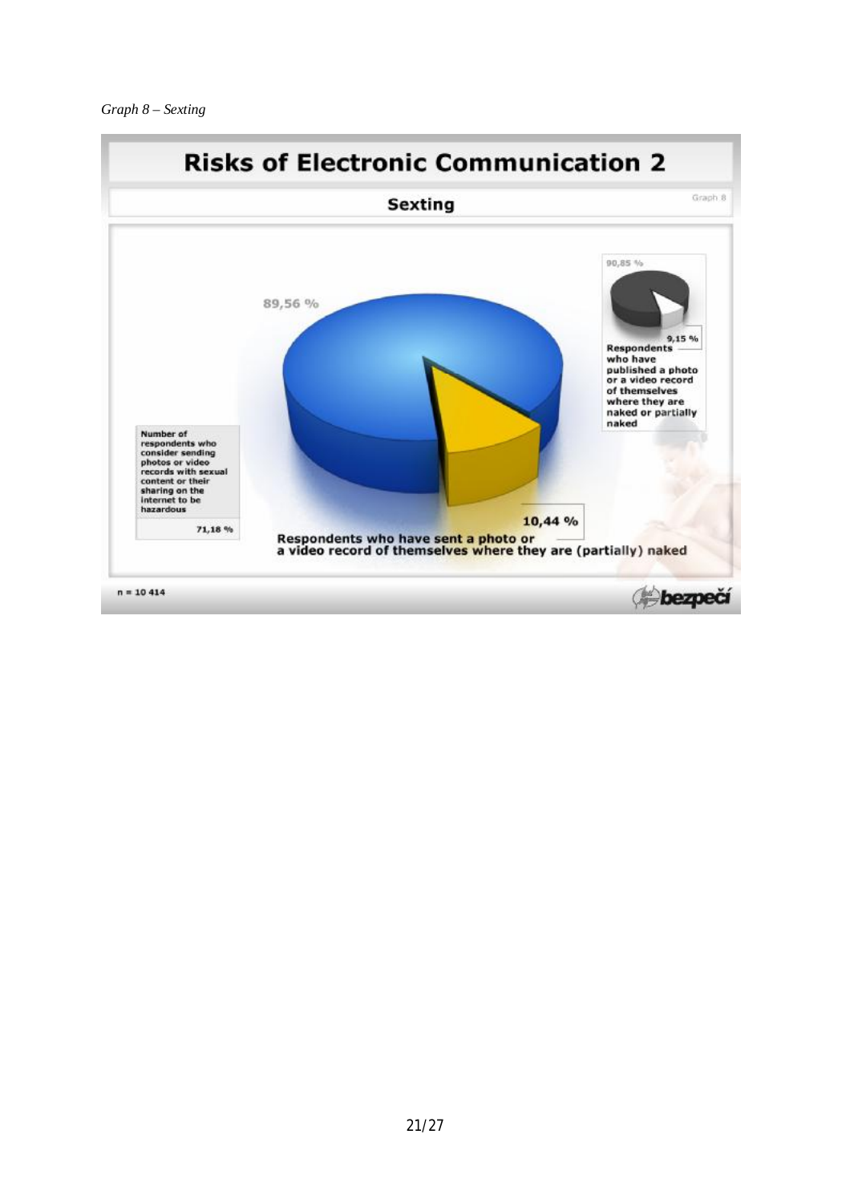*Graph 8 – Sexting*

**Risks of Electronic Communication 2**

**Sexting**

Graph 8

89,56 %

10,44 %

Respondents who have sent a photo or a video record of themselves where they are (partially) naked

90,85 %

9,15 %

Respondents who have published a photo or a video record of themselves where they are naked or partially naked

Number of respondents who consider sending photos or video records with sexual content or their sharing on the internet to be hazardous

71,18 %

n = 10 414

bezpečí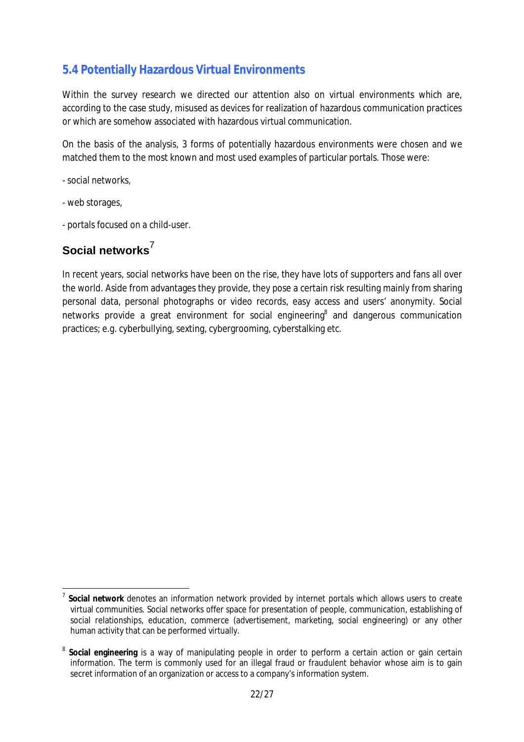## 5.4 Potentially Hazardous Virtual Environments

Within the survey research we directed our attention also on virtual environments which are, according to the case study, misused as devices for realization of hazardous communication practices or which are somehow associated with hazardous virtual communication.

On the basis of the analysis, 3 forms of potentially hazardous environments were chosen and we matched them to the most known and most used examples of particular portals. Those were:

- social networks,

- web storages,

- portals focused on a child-user.

### Social networks[7]

In recent years, social networks have been on the rise, they have lots of supporters and fans all over the world. Aside from advantages they provide, they pose a certain risk resulting mainly from sharing personal data, personal photographs or video records, easy access and users' anonymity. Social networks provide a great environment for social engineering[8] and dangerous communication practices; e.g. cyberbullying, sexting, cybergrooming, cyberstalking etc.

---

[7] **Social network** denotes an information network provided by internet portals which allows users to create virtual communities. Social networks offer space for presentation of people, communication, establishing of social relationships, education, commerce (advertisement, marketing, social engineering) or any other human activity that can be performed virtually.

[8] **Social engineering** is a way of manipulating people in order to perform a certain action or gain certain information. The term is commonly used for an illegal fraud or fraudulent behavior whose aim is to gain secret information of an organization or access to a company's information system.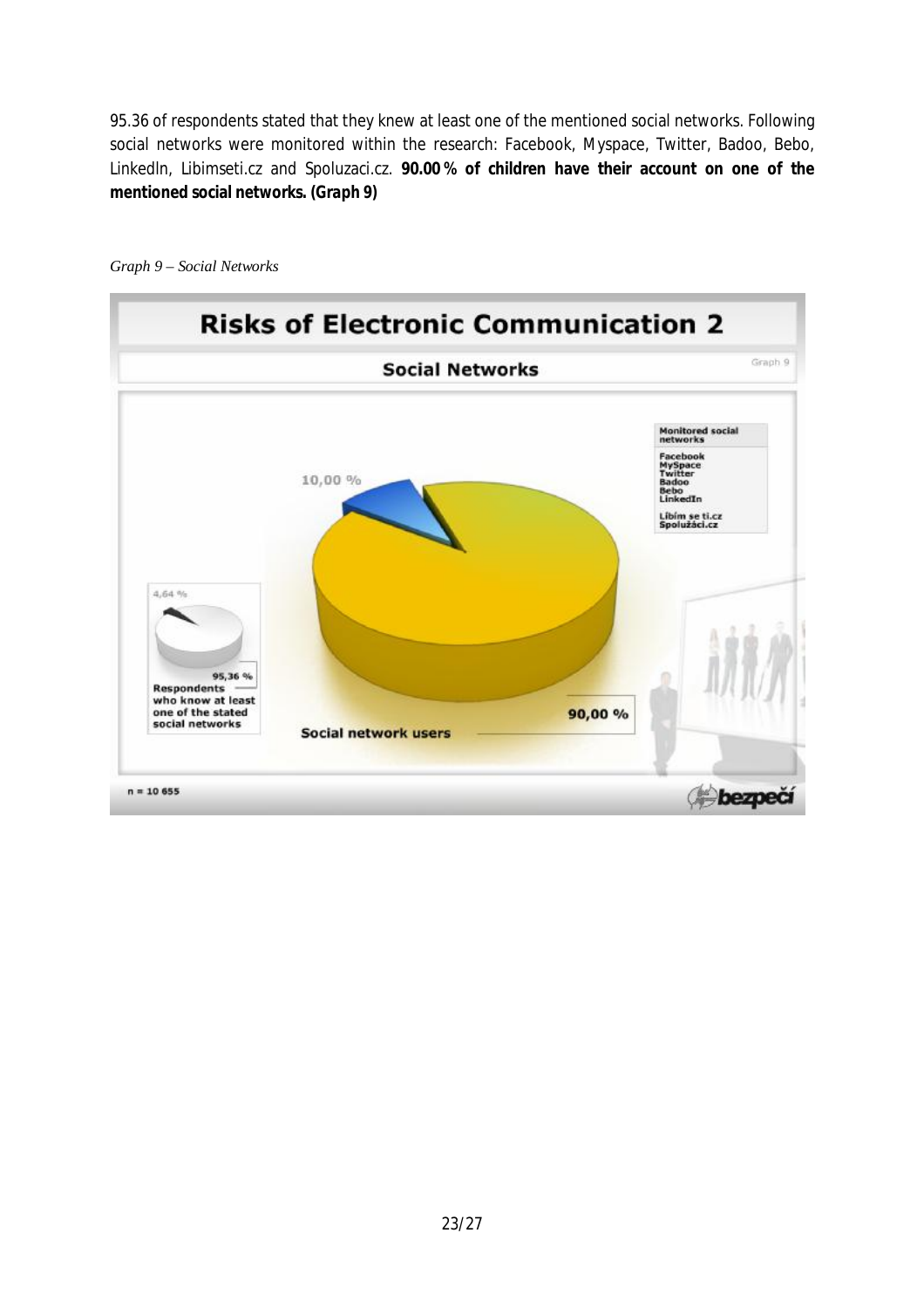95.36 of respondents stated that they knew at least one of the mentioned social networks. Following social networks were monitored within the research: Facebook, Myspace, Twitter, Badoo, Bebo, LinkedIn, Libimseti.cz and Spoluzaci.cz. **90.00 % of children have their account on one of the mentioned social networks. (Graph 9)**

*Graph 9 – Social Networks*

**Risks of Electronic Communication 2**

**Social Networks**

Graph 9

Monitored social networks: Facebook, MySpace, Twitter, Badoo, Bebo, LinkedIn, Líbím se ti.cz, Spolužáci.cz

10,00 %

4,64 %

95,36 % Respondents who know at least one of the stated social networks

90,00 % Social network users

n = 10 655

bezpečí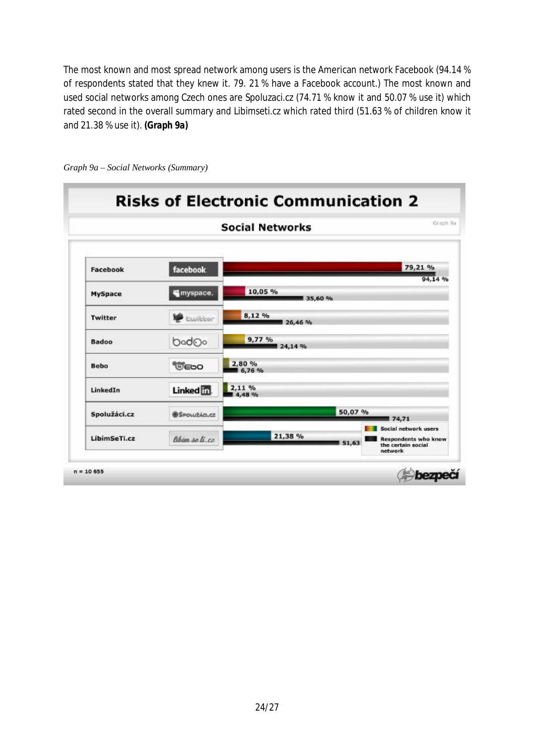The most known and most spread network among users is the American network Facebook (94.14 % of respondents stated that they knew it. 79. 21 % have a Facebook account.) The most known and used social networks among Czech ones are Spoluzaci.cz (74.71 % know it and 50.07 % use it) which rated second in the overall summary and Libimseti.cz which rated third (51.63 % of children know it and 21.38 % use it). **(Graph 9a)**

*Graph 9a – Social Networks (Summary)*

**Risks of Electronic Communication 2**

**Social Networks**

Graph 9a

| Social network | Social network users | Respondents who know the certain social network |
|---|---|---|
| Facebook | 79,21 % | 94,14 % |
| MySpace | 10,05 % | 35,60 % |
| Twitter | 8,12 % | 26,46 % |
| Badoo | 9,77 % | 24,14 % |
| Bebo | 2,80 % | 6,76 % |
| LinkedIn | 2,11 % | 4,48 % |
| Spolužáci.cz | 50,07 % | 74,71 |
| LíbímSeTi.cz | 21,38 % | 51,63 |

n = 10 655

bezpečí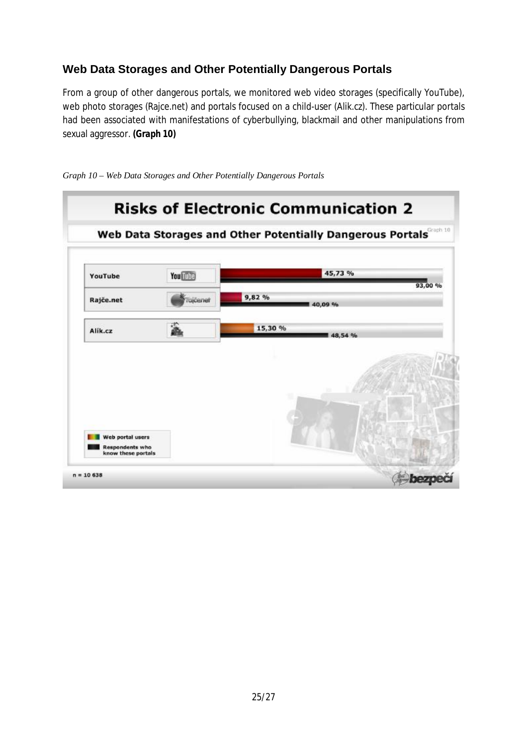## Web Data Storages and Other Potentially Dangerous Portals

From a group of other dangerous portals, we monitored web video storages (specifically YouTube), web photo storages (Rajce.net) and portals focused on a child-user (Alik.cz). These particular portals had been associated with manifestations of cyberbullying, blackmail and other manipulations from sexual aggressor. **(Graph 10)**

*Graph 10 – Web Data Storages and Other Potentially Dangerous Portals*

**Risks of Electronic Communication 2**

**Web Data Storages and Other Potentially Dangerous Portals** (Graph 10)

| Portal | Web portal users | Respondents who know these portals |
|---|---|---|
| YouTube | 45,73 % | 93,00 % |
| Rajče.net | 9,82 % | 40,09 % |
| Alík.cz | 15,30 % | 48,54 % |

n = 10 638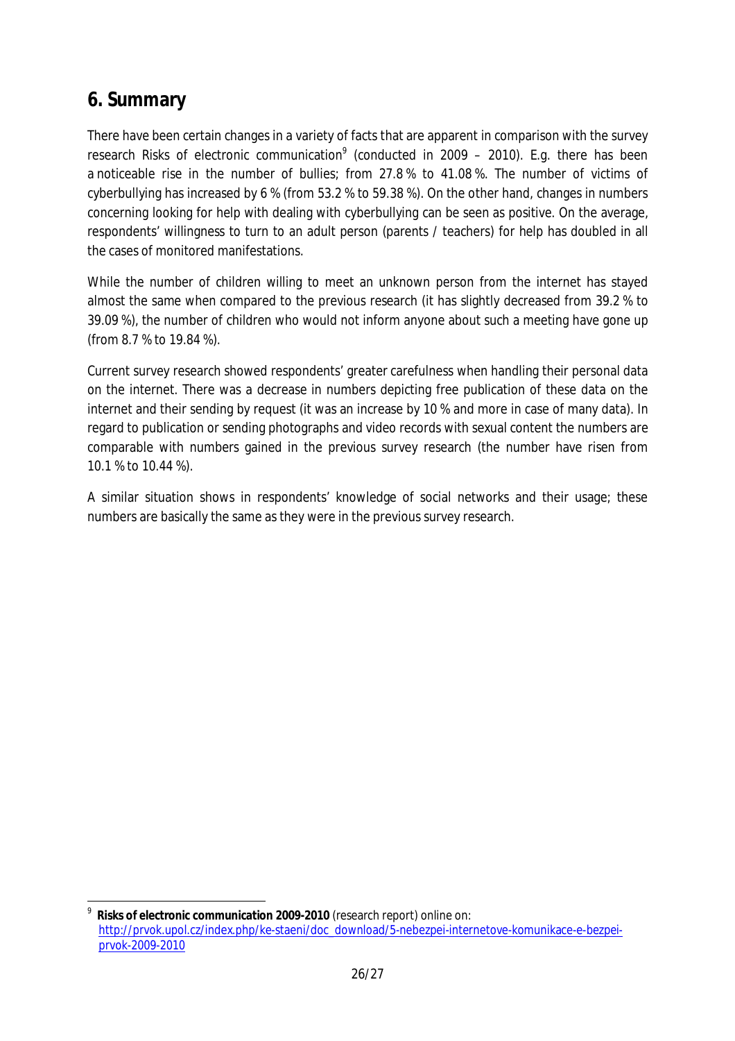## 6. Summary

There have been certain changes in a variety of facts that are apparent in comparison with the survey research Risks of electronic communication[9] (conducted in 2009 – 2010). E.g. there has been a noticeable rise in the number of bullies; from 27.8 % to 41.08 %. The number of victims of cyberbullying has increased by 6 % (from 53.2 % to 59.38 %). On the other hand, changes in numbers concerning looking for help with dealing with cyberbullying can be seen as positive. On the average, respondents' willingness to turn to an adult person (parents / teachers) for help has doubled in all the cases of monitored manifestations.

While the number of children willing to meet an unknown person from the internet has stayed almost the same when compared to the previous research (it has slightly decreased from 39.2 % to 39.09 %), the number of children who would not inform anyone about such a meeting have gone up (from 8.7 % to 19.84 %).

Current survey research showed respondents' greater carefulness when handling their personal data on the internet. There was a decrease in numbers depicting free publication of these data on the internet and their sending by request (it was an increase by 10 % and more in case of many data). In regard to publication or sending photographs and video records with sexual content the numbers are comparable with numbers gained in the previous survey research (the number have risen from 10.1 % to 10.44 %).

A similar situation shows in respondents' knowledge of social networks and their usage; these numbers are basically the same as they were in the previous survey research.

---

[9] **Risks of electronic communication 2009-2010** (research report) online on: http://prvok.upol.cz/index.php/ke-staeni/doc_download/5-nebezpei-internetove-komunikace-e-bezpei-prvok-2009-2010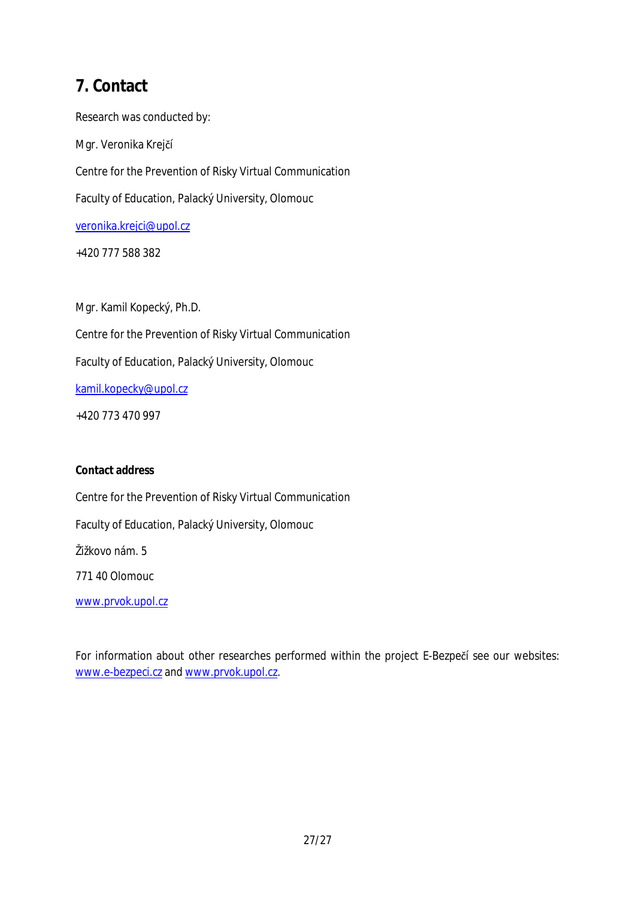# 7. Contact

Research was conducted by:

Mgr. Veronika Krejčí

Centre for the Prevention of Risky Virtual Communication

Faculty of Education, Palacký University, Olomouc

veronika.krejci@upol.cz

+420 777 588 382

Mgr. Kamil Kopecký, Ph.D.

Centre for the Prevention of Risky Virtual Communication

Faculty of Education, Palacký University, Olomouc

kamil.kopecky@upol.cz

+420 773 470 997

**Contact address**

Centre for the Prevention of Risky Virtual Communication

Faculty of Education, Palacký University, Olomouc

Žižkovo nám. 5

771 40 Olomouc

www.prvok.upol.cz

For information about other researches performed within the project E-Bezpečí see our websites: www.e-bezpeci.cz and www.prvok.upol.cz.